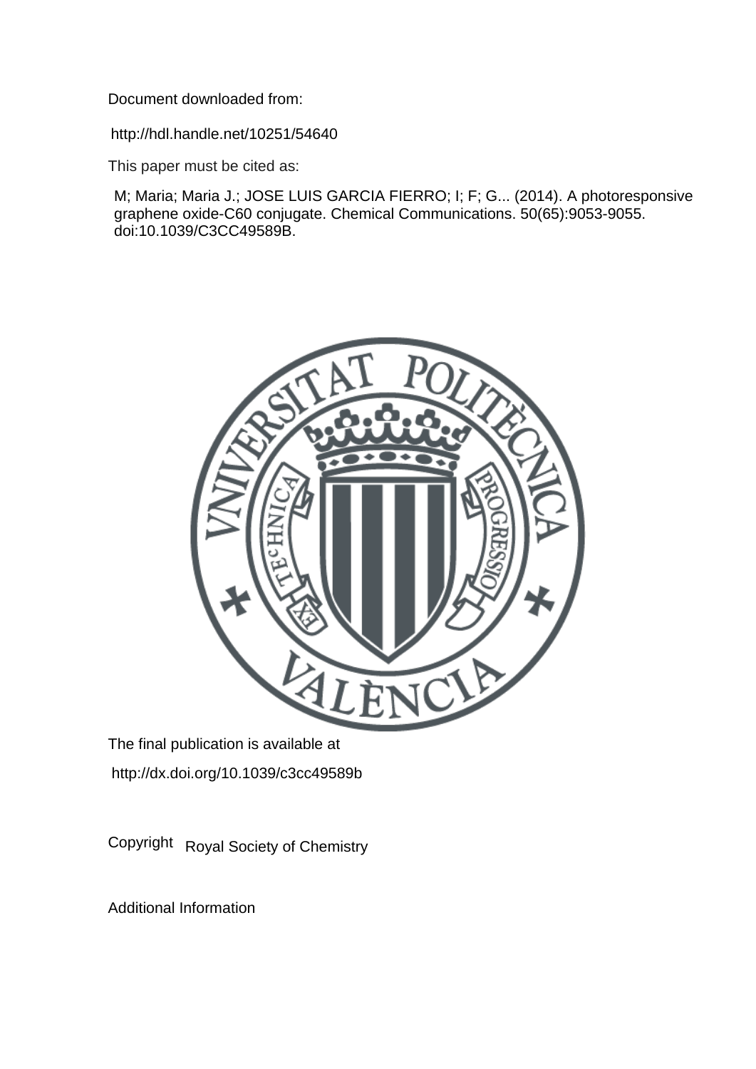Document downloaded from:

http://hdl.handle.net/10251/54640

This paper must be cited as:

M; Maria; Maria J.; JOSE LUIS GARCIA FIERRO; I; F; G... (2014). A photoresponsive graphene oxide-C60 conjugate. Chemical Communications. 50(65):9053-9055. doi:10.1039/C3CC49589B.

The final publication is available at

http://dx.doi.org/10.1039/c3cc49589b

Copyright Royal Society of Chemistry

Additional Information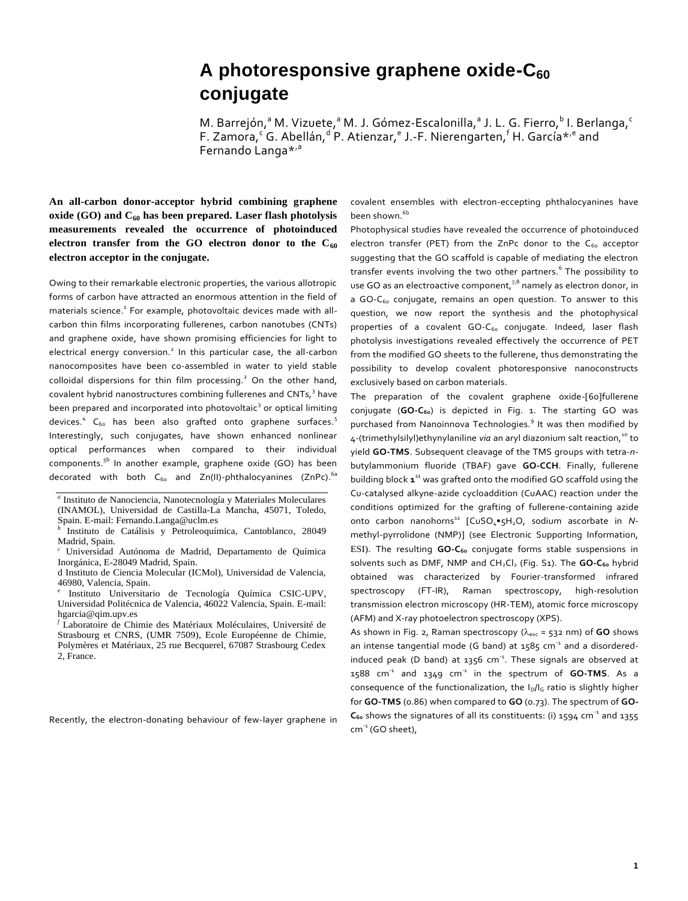# A photoresponsive graphene oxide-$C_{60}$ conjugate

M. Barrejón,[a] M. Vizuete,[a] M. J. Gómez-Escalonilla,[a] J. L. G. Fierro,[b] I. Berlanga,[c] F. Zamora,[c] G. Abellán,[d] P. Atienzar,[e] J.-F. Nierengarten,[f] H. García*[,e] and Fernando Langa*[,a]

**An all-carbon donor-acceptor hybrid combining graphene oxide (GO) and $C_{60}$ has been prepared. Laser flash photolysis measurements revealed the occurrence of photoinduced electron transfer from the GO electron donor to the $C_{60}$ electron acceptor in the conjugate.**

Owing to their remarkable electronic properties, the various allotropic forms of carbon have attracted an enormous attention in the field of materials science.[1] For example, photovoltaic devices made with all-carbon thin films incorporating fullerenes, carbon nanotubes (CNTs) and graphene oxide, have shown promising efficiencies for light to electrical energy conversion.[2] In this particular case, the all-carbon nanocomposites have been co-assembled in water to yield stable colloidal dispersions for thin film processing.[2] On the other hand, covalent hybrid nanostructures combining fullerenes and CNTs,[3] have been prepared and incorporated into photovoltaic[3] or optical limiting devices.[4] $C_{60}$ has been also grafted onto graphene surfaces.[5] Interestingly, such conjugates, have shown enhanced nonlinear optical performances when compared to their individual components.[5b] In another example, graphene oxide (GO) has been decorated with both $C_{60}$ and Zn(II)-phthalocyanines (ZnPc).[6a]

Recently, the electron-donating behaviour of few-layer graphene in covalent ensembles with electron-eccepting phthalocyanines have been shown.[6b]

Photophysical studies have revealed the occurrence of photoinduced electron transfer (PET) from the ZnPc donor to the $C_{60}$ acceptor suggesting that the GO scaffold is capable of mediating the electron transfer events involving the two other partners.[6] The possibility to use GO as an electroactive component,[7,8] namely as electron donor, in a GO-$C_{60}$ conjugate, remains an open question. To answer to this question, we now report the synthesis and the photophysical properties of a covalent GO-$C_{60}$ conjugate. Indeed, laser flash photolysis investigations revealed effectively the occurrence of PET from the modified GO sheets to the fullerene, thus demonstrating the possibility to develop covalent photoresponsive nanoconstructs exclusively based on carbon materials.

The preparation of the covalent graphene oxide-[60]fullerene conjugate (**GO-$C_{60}$**) is depicted in Fig. 1. The starting GO was purchased from Nanoinnova Technologies.[9] It was then modified by 4-(trimethylsilyl)ethynylaniline *via* an aryl diazonium salt reaction,[10] to yield **GO-TMS**. Subsequent cleavage of the TMS groups with tetra-*n*-butylammonium fluoride (TBAF) gave **GO-CCH**. Finally, fullerene building block **1**[11] was grafted onto the modified GO scaffold using the Cu-catalysed alkyne-azide cycloaddition (CuAAC) reaction under the conditions optimized for the grafting of fullerene-containing azide onto carbon nanohorns[11] [$CuSO_4 \bullet 5H_2O$, sodium ascorbate in *N*-methyl-pyrrolidone (NMP)] (see Electronic Supporting Information, ESI). The resulting **GO-$C_{60}$** conjugate forms stable suspensions in solvents such as DMF, NMP and $CH_2Cl_2$ (Fig. S1). The **GO-$C_{60}$** hybrid obtained was characterized by Fourier-transformed infrared spectroscopy (FT-IR), Raman spectroscopy, high-resolution transmission electron microscopy (HR-TEM), atomic force microscopy (AFM) and X-ray photoelectron spectroscopy (XPS).

As shown in Fig. 2, Raman spectroscopy ($\lambda_{exc}$ = 532 nm) of **GO** shows an intense tangential mode (G band) at 1585 $cm^{-1}$ and a disordered-induced peak (D band) at 1356 $cm^{-1}$. These signals are observed at 1588 $cm^{-1}$ and 1349 $cm^{-1}$ in the spectrum of **GO-TMS**. As a consequence of the functionalization, the $I_D/I_G$ ratio is slightly higher for **GO-TMS** (0.86) when compared to **GO** (0.73). The spectrum of **GO-$C_{60}$** shows the signatures of all its constituents: (i) 1594 $cm^{-1}$ and 1355 $cm^{-1}$ (GO sheet),

---

[a] Instituto de Nanociencia, Nanotecnología y Materiales Moleculares (INAMOL), Universidad de Castilla-La Mancha, 45071, Toledo, Spain. E-mail: Fernando.Langa@uclm.es

[b] Instituto de Catálisis y Petroleoquímica, Cantoblanco, 28049 Madrid, Spain.

[c] Universidad Autónoma de Madrid, Departamento de Química Inorgánica, E-28049 Madrid, Spain.

d Instituto de Ciencia Molecular (ICMol), Universidad de Valencia, 46980, Valencia, Spain.

[e] Instituto Universitario de Tecnología Química CSIC-UPV, Universidad Politécnica de Valencia, 46022 Valencia, Spain. E-mail: hgarcia@qim.upv.es

[f] Laboratoire de Chimie des Matériaux Moléculaires, Université de Strasbourg et CNRS, (UMR 7509), Ecole Européenne de Chimie, Polymères et Matériaux, 25 rue Becquerel, 67087 Strasbourg Cedex 2, France.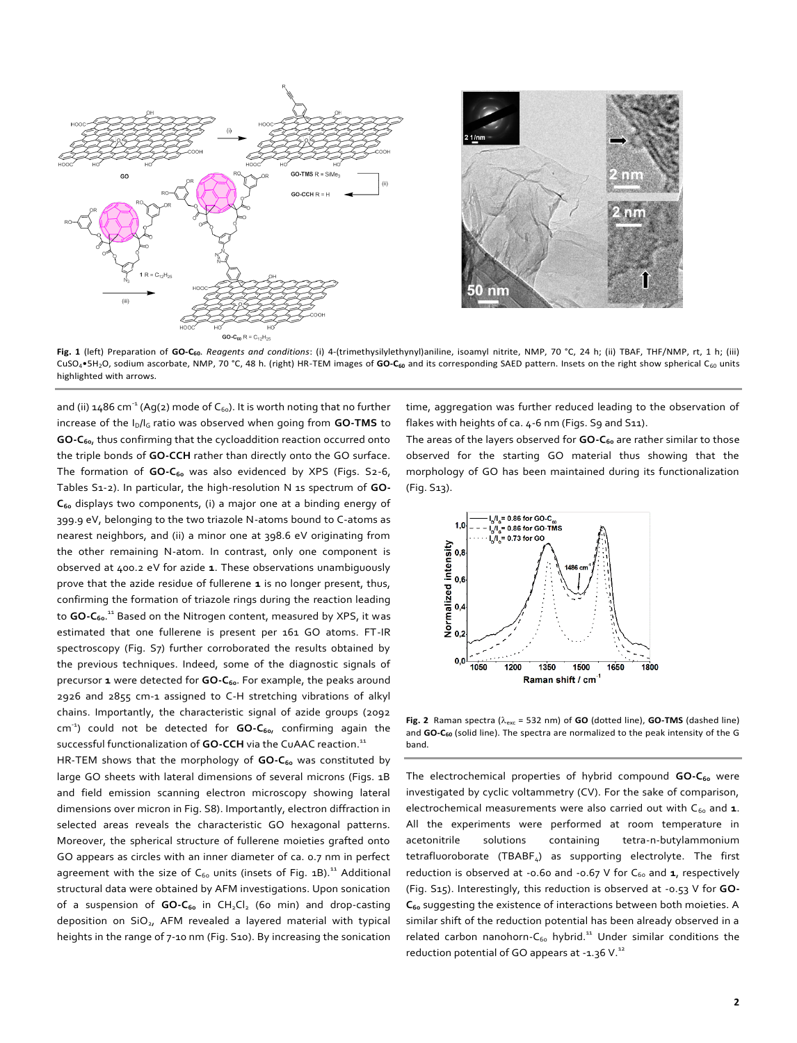**Fig. 1** (left) Preparation of **GO-C$_{60}$**. *Reagents and conditions*: (i) 4-(trimethysilylethynyl)aniline, isoamyl nitrite, NMP, 70 °C, 24 h; (ii) TBAF, THF/NMP, rt, 1 h; (iii) $CuSO_4•5H_2O$, sodium ascorbate, NMP, 70 °C, 48 h. (right) HR-TEM images of **GO-C$_{60}$** and its corresponding SAED pattern. Insets on the right show spherical $C_{60}$ units highlighted with arrows.

and (ii) 1486 cm$^{-1}$ (Ag(2) mode of $C_{60}$). It is worth noting that no further increase of the $I_D/I_G$ ratio was observed when going from **GO-TMS** to **GO-C$_{60}$**, thus confirming that the cycloaddition reaction occurred onto the triple bonds of **GO-CCH** rather than directly onto the GO surface. The formation of **GO-C$_{60}$** was also evidenced by XPS (Figs. S2-6, Tables S1-2). In particular, the high-resolution N 1s spectrum of **GO-C$_{60}$** displays two components, (i) a major one at a binding energy of 399.9 eV, belonging to the two triazole N-atoms bound to C-atoms as nearest neighbors, and (ii) a minor one at 398.6 eV originating from the other remaining N-atom. In contrast, only one component is observed at 400.2 eV for azide **1**. These observations unambiguously prove that the azide residue of fullerene **1** is no longer present, thus, confirming the formation of triazole rings during the reaction leading to **GO-C$_{60}$**.[11] Based on the Nitrogen content, measured by XPS, it was estimated that one fullerene is present per 161 GO atoms. FT-IR spectroscopy (Fig. S7) further corroborated the results obtained by the previous techniques. Indeed, some of the diagnostic signals of precursor **1** were detected for **GO-C$_{60}$**. For example, the peaks around 2926 and 2855 cm-1 assigned to C-H stretching vibrations of alkyl chains. Importantly, the characteristic signal of azide groups (2092 cm$^{-1}$) could not be detected for **GO-C$_{60}$**, confirming again the successful functionalization of **GO-CCH** via the CuAAC reaction.[11]

HR-TEM shows that the morphology of **GO-C$_{60}$** was constituted by large GO sheets with lateral dimensions of several microns (Figs. 1B and field emission scanning electron microscopy showing lateral dimensions over micron in Fig. S8). Importantly, electron diffraction in selected areas reveals the characteristic GO hexagonal patterns. Moreover, the spherical structure of fullerene moieties grafted onto GO appears as circles with an inner diameter of ca. 0.7 nm in perfect agreement with the size of $C_{60}$ units (insets of Fig. 1B).[11] Additional structural data were obtained by AFM investigations. Upon sonication of a suspension of **GO-C$_{60}$** in $CH_2Cl_2$ (60 min) and drop-casting deposition on $SiO_2$, AFM revealed a layered material with typical heights in the range of 7-10 nm (Fig. S10). By increasing the sonication time, aggregation was further reduced leading to the observation of flakes with heights of ca. 4-6 nm (Figs. S9 and S11).

The areas of the layers observed for **GO-C$_{60}$** are rather similar to those observed for the starting GO material thus showing that the morphology of GO has been maintained during its functionalization (Fig. S13).

**Fig. 2** Raman spectra ($\lambda_{exc}$ = 532 nm) of **GO** (dotted line), **GO-TMS** (dashed line) and **GO-C$_{60}$** (solid line). The spectra are normalized to the peak intensity of the G band.

The electrochemical properties of hybrid compound **GO-C$_{60}$** were investigated by cyclic voltammetry (CV). For the sake of comparison, electrochemical measurements were also carried out with $C_{60}$ and **1**. All the experiments were performed at room temperature in acetonitrile solutions containing tetra-n-butylammonium tetrafluoroborate ($TBABF_4$) as supporting electrolyte. The first reduction is observed at -0.60 and -0.67 V for $C_{60}$ and **1**, respectively (Fig. S15). Interestingly, this reduction is observed at -0.53 V for **GO-C$_{60}$** suggesting the existence of interactions between both moieties. A similar shift of the reduction potential has been already observed in a related carbon nanohorn-$C_{60}$ hybrid.[11] Under similar conditions the reduction potential of GO appears at -1.36 V.[12]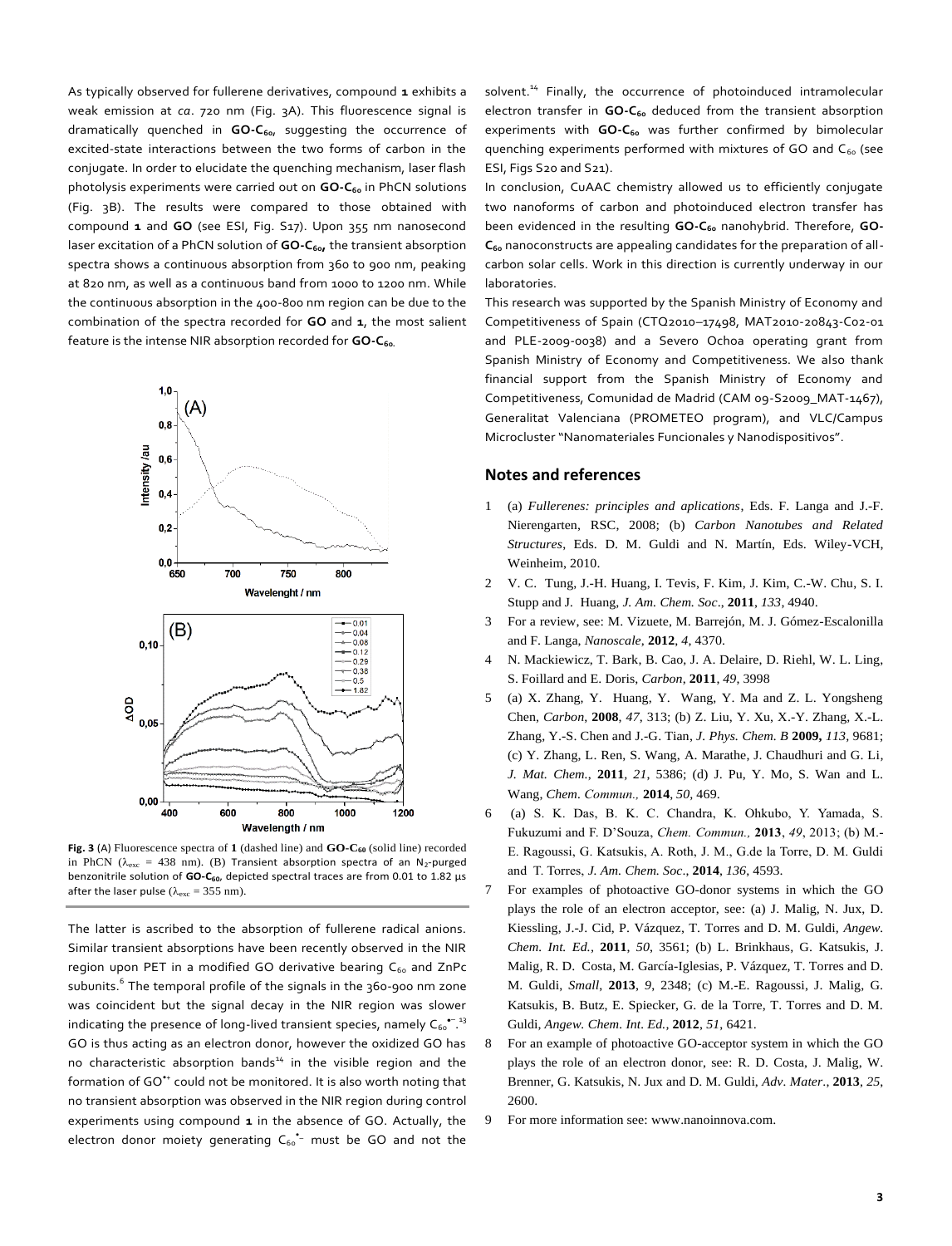As typically observed for fullerene derivatives, compound **1** exhibits a weak emission at *ca*. 720 nm (Fig. 3A). This fluorescence signal is dramatically quenched in **GO-$C_{60}$**, suggesting the occurrence of excited-state interactions between the two forms of carbon in the conjugate. In order to elucidate the quenching mechanism, laser flash photolysis experiments were carried out on **GO-$C_{60}$** in PhCN solutions (Fig. 3B). The results were compared to those obtained with compound **1** and **GO** (see ESI, Fig. S17). Upon 355 nm nanosecond laser excitation of a PhCN solution of **GO-$C_{60}$**, the transient absorption spectra shows a continuous absorption from 360 to 900 nm, peaking at 820 nm, as well as a continuous band from 1000 to 1200 nm. While the continuous absorption in the 400-800 nm region can be due to the combination of the spectra recorded for **GO** and **1**, the most salient feature is the intense NIR absorption recorded for **GO-$C_{60}$**.

**Fig. 3** (A) Fluorescence spectra of **1** (dashed line) and **GO-$C_{60}$** (solid line) recorded in PhCN ($\lambda_{exc}$ = 438 nm). (B) Transient absorption spectra of an $N_2$-purged benzonitrile solution of **GO-$C_{60}$**, depicted spectral traces are from 0.01 to 1.82 µs after the laser pulse ($\lambda_{exc}$ = 355 nm).

The latter is ascribed to the absorption of fullerene radical anions. Similar transient absorptions have been recently observed in the NIR region upon PET in a modified GO derivative bearing $C_{60}$ and ZnPc subunits.[6] The temporal profile of the signals in the 360-900 nm zone was coincident but the signal decay in the NIR region was slower indicating the presence of long-lived transient species, namely $C_{60}^{\bullet-}$.[13] GO is thus acting as an electron donor, however the oxidized GO has no characteristic absorption bands[14] in the visible region and the formation of $GO^{\bullet+}$ could not be monitored. It is also worth noting that no transient absorption was observed in the NIR region during control experiments using compound **1** in the absence of GO. Actually, the electron donor moiety generating $C_{60}^{\bullet-}$ must be GO and not the solvent.[14] Finally, the occurrence of photoinduced intramolecular electron transfer in **GO-$C_{60}$** deduced from the transient absorption experiments with **GO-$C_{60}$** was further confirmed by bimolecular quenching experiments performed with mixtures of GO and $C_{60}$ (see ESI, Figs S20 and S21).

In conclusion, CuAAC chemistry allowed us to efficiently conjugate two nanoforms of carbon and photoinduced electron transfer has been evidenced in the resulting **GO-$C_{60}$** nanohybrid. Therefore, **GO-$C_{60}$** nanoconstructs are appealing candidates for the preparation of all-carbon solar cells. Work in this direction is currently underway in our laboratories.

This research was supported by the Spanish Ministry of Economy and Competitiveness of Spain (CTQ2010–17498, MAT2010-20843-C02-01 and PLE-2009-0038) and a Severo Ochoa operating grant from Spanish Ministry of Economy and Competitiveness. We also thank financial support from the Spanish Ministry of Economy and Competitiveness, Comunidad de Madrid (CAM 09-S2009_MAT-1467), Generalitat Valenciana (PROMETEO program), and VLC/Campus Microcluster "Nanomateriales Funcionales y Nanodispositivos".

## Notes and references

1. (a) *Fullerenes: principles and aplications*, Eds. F. Langa and J.-F. Nierengarten, RSC, 2008; (b) *Carbon Nanotubes and Related Structures*, Eds. D. M. Guldi and N. Martín, Eds. Wiley-VCH, Weinheim, 2010.
2. V. C. Tung, J.-H. Huang, I. Tevis, F. Kim, J. Kim, C.-W. Chu, S. I. Stupp and J. Huang, *J. Am. Chem. Soc*., **2011**, *133*, 4940.
3. For a review, see: M. Vizuete, M. Barrejón, M. J. Gómez-Escalonilla and F. Langa, *Nanoscale*, **2012**, *4*, 4370.
4. N. Mackiewicz, T. Bark, B. Cao, J. A. Delaire, D. Riehl, W. L. Ling, S. Foillard and E. Doris, *Carbon*, **2011**, *49*, 3998
5. (a) X. Zhang, Y. Huang, Y. Wang, Y. Ma and Z. L. Yongsheng Chen, *Carbon*, **2008**, *47*, 313; (b) Z. Liu, Y. Xu, X.-Y. Zhang, X.-L. Zhang, Y.-S. Chen and J.-G. Tian, *J. Phys. Chem. B* **2009,** *113*, 9681; (c) Y. Zhang, L. Ren, S. Wang, A. Marathe, J. Chaudhuri and G. Li, *J. Mat. Chem.*, **2011**, *21*, 5386; (d) J. Pu, Y. Mo, S. Wan and L. Wang, *Chem. Commun.,* **2014**, *50*, 469.
6. (a) S. K. Das, B. K. C. Chandra, K. Ohkubo, Y. Yamada, S. Fukuzumi and F. D'Souza, *Chem. Commun.,* **2013**, *49*, 2013; (b) M.-E. Ragoussi, G. Katsukis, A. Roth, J. M., G.de la Torre, D. M. Guldi and T. Torres, *J. Am. Chem. Soc*., **2014**, *136*, 4593.
7. For examples of photoactive GO-donor systems in which the GO plays the role of an electron acceptor, see: (a) J. Malig, N. Jux, D. Kiessling, J.-J. Cid, P. Vázquez, T. Torres and D. M. Guldi, *Angew. Chem. Int. Ed.*, **2011**, *50*, 3561; (b) L. Brinkhaus, G. Katsukis, J. Malig, R. D. Costa, M. García-Iglesias, P. Vázquez, T. Torres and D. M. Guldi, *Small*, **2013**, *9*, 2348; (c) M.-E. Ragoussi, J. Malig, G. Katsukis, B. Butz, E. Spiecker, G. de la Torre, T. Torres and D. M. Guldi, *Angew. Chem. Int. Ed.*, **2012**, *51*, 6421.
8. For an example of photoactive GO-acceptor system in which the GO plays the role of an electron donor, see: R. D. Costa, J. Malig, W. Brenner, G. Katsukis, N. Jux and D. M. Guldi, *Adv. Mater*., **2013**, *25*, 2600.
9. For more information see: www.nanoinnova.com.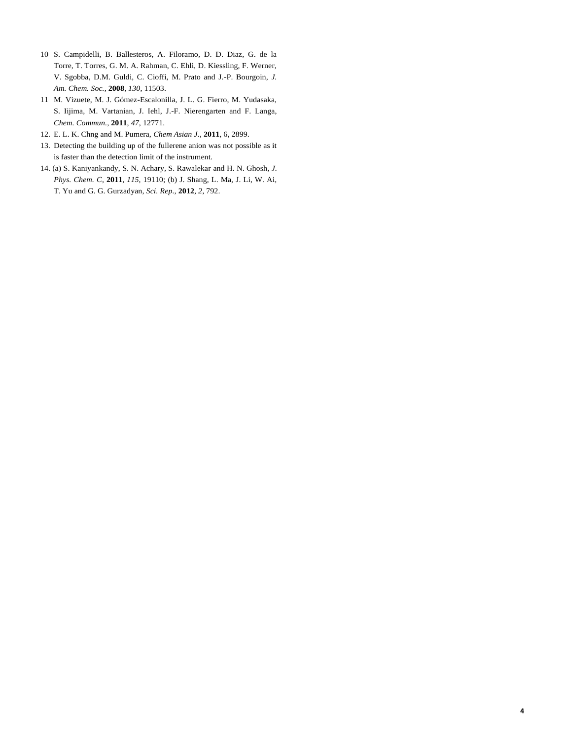10 S. Campidelli, B. Ballesteros, A. Filoramo, D. D. Diaz, G. de la Torre, T. Torres, G. M. A. Rahman, C. Ehli, D. Kiessling, F. Werner, V. Sgobba, D.M. Guldi, C. Cioffi, M. Prato and J.-P. Bourgoin, *J. Am. Chem. Soc.*, **2008**, *130*, 11503.

11 M. Vizuete, M. J. Gómez-Escalonilla, J. L. G. Fierro, M. Yudasaka, S. Iijima, M. Vartanian, J. Iehl, J.-F. Nierengarten and F. Langa, *Chem. Commun.*, **2011**, *47*, 12771.

12. E. L. K. Chng and M. Pumera, *Chem Asian J.*, **2011**, 6, 2899.

13. Detecting the building up of the fullerene anion was not possible as it is faster than the detection limit of the instrument.

14. (a) S. Kaniyankandy, S. N. Achary, S. Rawalekar and H. N. Ghosh, *J. Phys. Chem. C*, **2011**, *115*, 19110; (b) J. Shang, L. Ma, J. Li, W. Ai, T. Yu and G. G. Gurzadyan, *Sci. Rep.*, **2012**, *2*, 792.